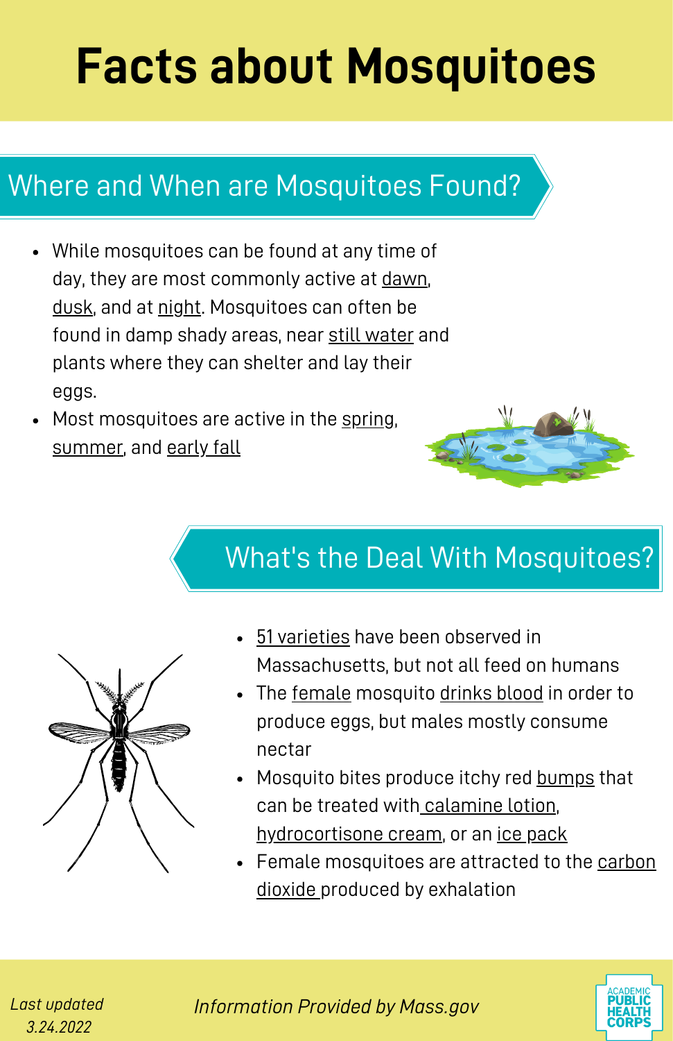# Facts about Mosquitoes

## Where and When are Mosquitoes Found?

- While mosquitoes can be found at any time of day, they are most commonly active at dawn, dusk, and at night. Mosquitoes can often be found in damp shady areas, near still water and plants where they can shelter and lay their eggs.
- Most mosquitoes are active in the spring, summer, and early fall

## What's the Deal With Mosquitoes?

- 51 varieties have been observed in Massachusetts, but not all feed on humans
- The female mosquito drinks blood in order to produce eggs, but males mostly consume nectar
- Mosquito bites produce itchy red bumps that can be treated with calamine lotion, hydrocortisone cream, or an ice pack
- Female mosquitoes are attracted to the carbon dioxide produced by exhalation

*Last updated 3.24.2022*

*Information Provided by Mass.gov*

ACADEMIC PUBLIC HEALTH CORPS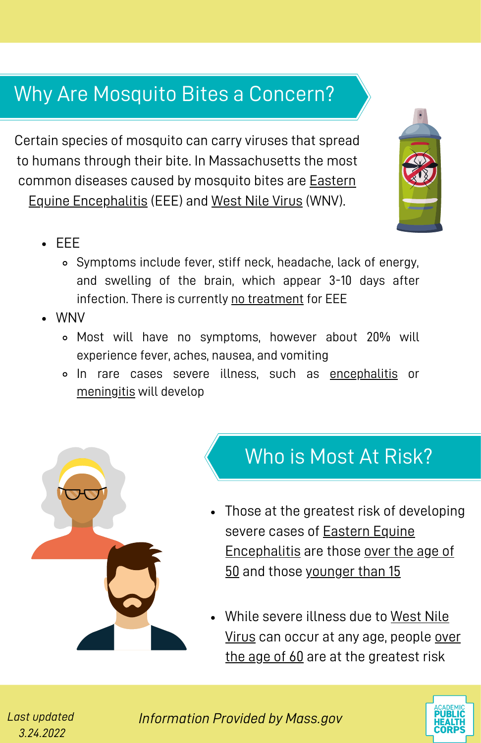## Why Are Mosquito Bites a Concern?

Certain species of mosquito can carry viruses that spread to humans through their bite. In Massachusetts the most common diseases caused by mosquito bites are Eastern Equine Encephalitis (EEE) and West Nile Virus (WNV).

- EEE
  - Symptoms include fever, stiff neck, headache, lack of energy, and swelling of the brain, which appear 3-10 days after infection. There is currently no treatment for EEE
- WNV
  - Most will have no symptoms, however about 20% will experience fever, aches, nausea, and vomiting
  - In rare cases severe illness, such as encephalitis or meningitis will develop

## Who is Most At Risk?

- Those at the greatest risk of developing severe cases of Eastern Equine Encephalitis are those over the age of 50 and those younger than 15
- While severe illness due to West Nile Virus can occur at any age, people over the age of 60 are at the greatest risk

*Last updated 3.24.2022*

*Information Provided by Mass.gov*

ACADEMIC PUBLIC HEALTH CORPS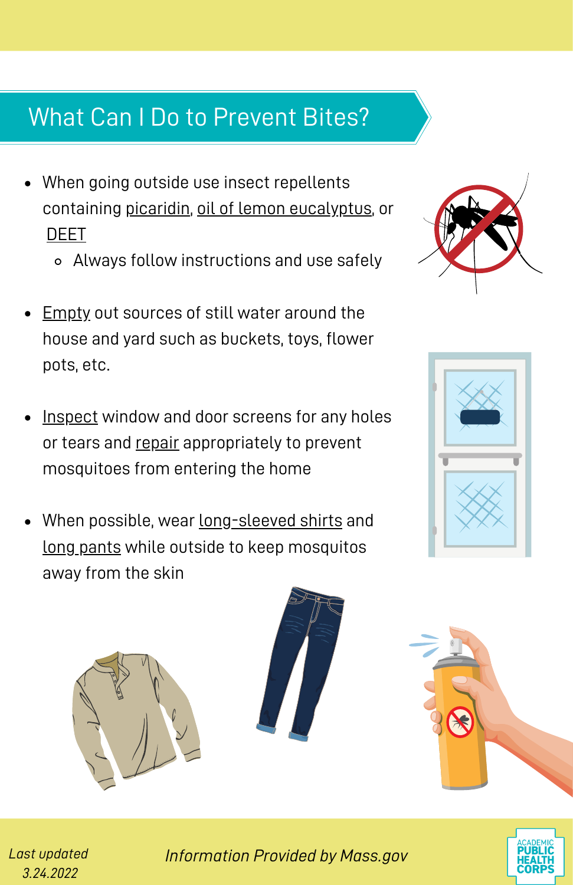## What Can I Do to Prevent Bites?

- When going outside use insect repellents containing picaridin, oil of lemon eucalyptus, or DEET
  - Always follow instructions and use safely
- Empty out sources of still water around the house and yard such as buckets, toys, flower pots, etc.
- Inspect window and door screens for any holes or tears and repair appropriately to prevent mosquitoes from entering the home
- When possible, wear long-sleeved shirts and long pants while outside to keep mosquitos away from the skin

*Last updated 3.24.2022*

*Information Provided by Mass.gov*

ACADEMIC PUBLIC HEALTH CORPS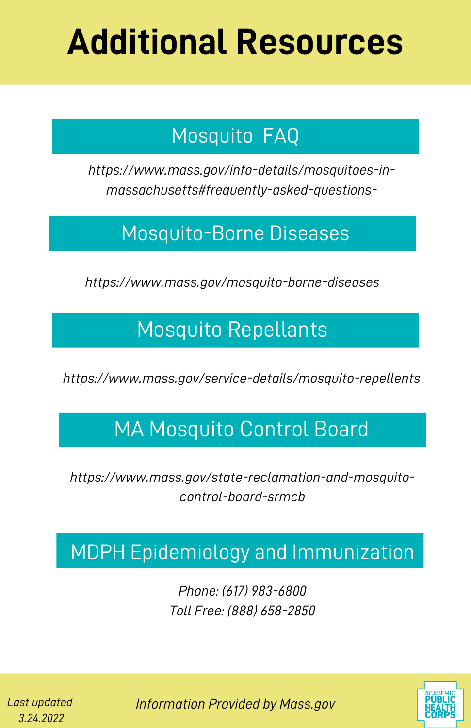# Additional Resources

## Mosquito FAQ

*https://www.mass.gov/info-details/mosquitoes-in-massachusetts#frequently-asked-questions-*

## Mosquito-Borne Diseases

*https://www.mass.gov/mosquito-borne-diseases*

## Mosquito Repellants

*https://www.mass.gov/service-details/mosquito-repellents*

## MA Mosquito Control Board

*https://www.mass.gov/state-reclamation-and-mosquito-control-board-srmcb*

## MDPH Epidemiology and Immunization

*Phone: (617) 983-6800*
*Toll Free: (888) 658-2850*

*Last updated 3.24.2022*

*Information Provided by Mass.gov*

ACADEMIC PUBLIC HEALTH CORPS